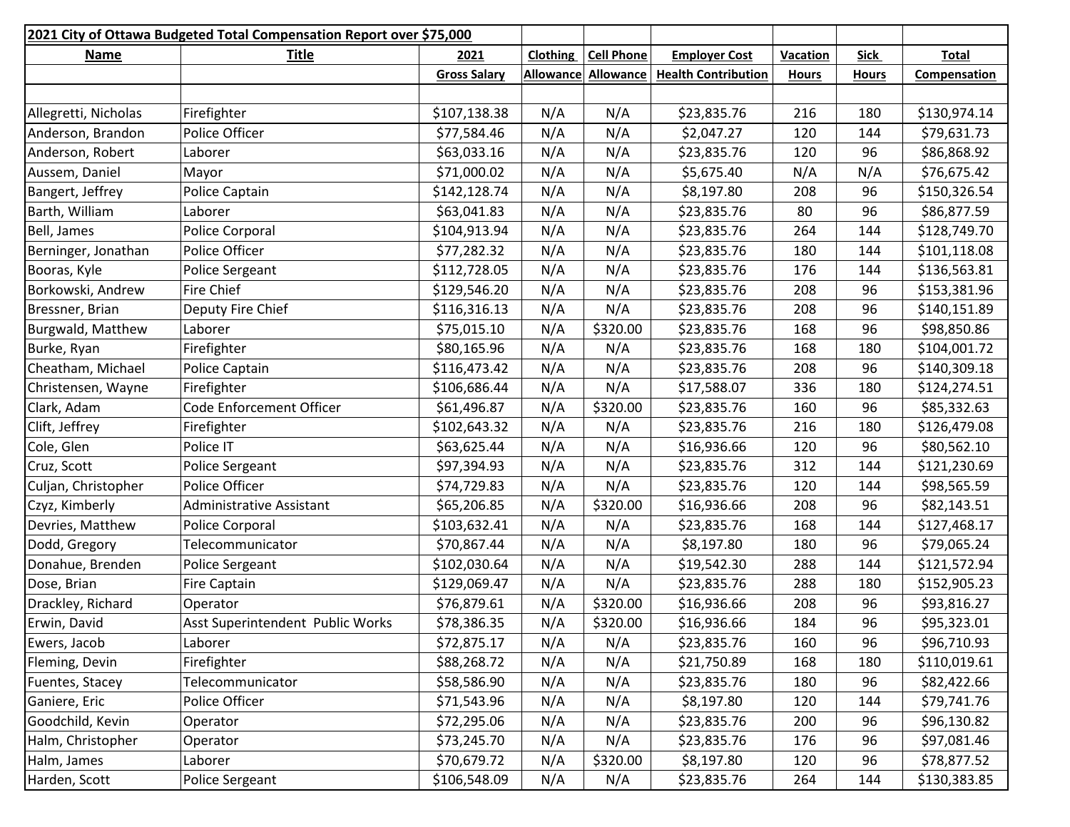**2021 City of Ottawa Budgeted Total Compensation Report over $75,000**

| Name | Title | 2021 Gross Salary | Clothing Allowance | Cell Phone Allowance | Employer Cost Health Contribution | Vacation Hours | Sick Hours | Total Compensation |
|---|---|---|---|---|---|---|---|---|
| Allegretti, Nicholas | Firefighter | $107,138.38 | N/A | N/A | $23,835.76 | 216 | 180 | $130,974.14 |
| Anderson, Brandon | Police Officer | $77,584.46 | N/A | N/A | $2,047.27 | 120 | 144 | $79,631.73 |
| Anderson, Robert | Laborer | $63,033.16 | N/A | N/A | $23,835.76 | 120 | 96 | $86,868.92 |
| Aussem, Daniel | Mayor | $71,000.02 | N/A | N/A | $5,675.40 | N/A | N/A | $76,675.42 |
| Bangert, Jeffrey | Police Captain | $142,128.74 | N/A | N/A | $8,197.80 | 208 | 96 | $150,326.54 |
| Barth, William | Laborer | $63,041.83 | N/A | N/A | $23,835.76 | 80 | 96 | $86,877.59 |
| Bell, James | Police Corporal | $104,913.94 | N/A | N/A | $23,835.76 | 264 | 144 | $128,749.70 |
| Berninger, Jonathan | Police Officer | $77,282.32 | N/A | N/A | $23,835.76 | 180 | 144 | $101,118.08 |
| Booras, Kyle | Police Sergeant | $112,728.05 | N/A | N/A | $23,835.76 | 176 | 144 | $136,563.81 |
| Borkowski, Andrew | Fire Chief | $129,546.20 | N/A | N/A | $23,835.76 | 208 | 96 | $153,381.96 |
| Bressner, Brian | Deputy Fire Chief | $116,316.13 | N/A | N/A | $23,835.76 | 208 | 96 | $140,151.89 |
| Burgwald, Matthew | Laborer | $75,015.10 | N/A | $320.00 | $23,835.76 | 168 | 96 | $98,850.86 |
| Burke, Ryan | Firefighter | $80,165.96 | N/A | N/A | $23,835.76 | 168 | 180 | $104,001.72 |
| Cheatham, Michael | Police Captain | $116,473.42 | N/A | N/A | $23,835.76 | 208 | 96 | $140,309.18 |
| Christensen, Wayne | Firefighter | $106,686.44 | N/A | N/A | $17,588.07 | 336 | 180 | $124,274.51 |
| Clark, Adam | Code Enforcement Officer | $61,496.87 | N/A | $320.00 | $23,835.76 | 160 | 96 | $85,332.63 |
| Clift, Jeffrey | Firefighter | $102,643.32 | N/A | N/A | $23,835.76 | 216 | 180 | $126,479.08 |
| Cole, Glen | Police IT | $63,625.44 | N/A | N/A | $16,936.66 | 120 | 96 | $80,562.10 |
| Cruz, Scott | Police Sergeant | $97,394.93 | N/A | N/A | $23,835.76 | 312 | 144 | $121,230.69 |
| Culjan, Christopher | Police Officer | $74,729.83 | N/A | N/A | $23,835.76 | 120 | 144 | $98,565.59 |
| Czyz, Kimberly | Administrative Assistant | $65,206.85 | N/A | $320.00 | $16,936.66 | 208 | 96 | $82,143.51 |
| Devries, Matthew | Police Corporal | $103,632.41 | N/A | N/A | $23,835.76 | 168 | 144 | $127,468.17 |
| Dodd, Gregory | Telecommunicator | $70,867.44 | N/A | N/A | $8,197.80 | 180 | 96 | $79,065.24 |
| Donahue, Brenden | Police Sergeant | $102,030.64 | N/A | N/A | $19,542.30 | 288 | 144 | $121,572.94 |
| Dose, Brian | Fire Captain | $129,069.47 | N/A | N/A | $23,835.76 | 288 | 180 | $152,905.23 |
| Drackley, Richard | Operator | $76,879.61 | N/A | $320.00 | $16,936.66 | 208 | 96 | $93,816.27 |
| Erwin, David | Asst Superintendent Public Works | $78,386.35 | N/A | $320.00 | $16,936.66 | 184 | 96 | $95,323.01 |
| Ewers, Jacob | Laborer | $72,875.17 | N/A | N/A | $23,835.76 | 160 | 96 | $96,710.93 |
| Fleming, Devin | Firefighter | $88,268.72 | N/A | N/A | $21,750.89 | 168 | 180 | $110,019.61 |
| Fuentes, Stacey | Telecommunicator | $58,586.90 | N/A | N/A | $23,835.76 | 180 | 96 | $82,422.66 |
| Ganiere, Eric | Police Officer | $71,543.96 | N/A | N/A | $8,197.80 | 120 | 144 | $79,741.76 |
| Goodchild, Kevin | Operator | $72,295.06 | N/A | N/A | $23,835.76 | 200 | 96 | $96,130.82 |
| Halm, Christopher | Operator | $73,245.70 | N/A | N/A | $23,835.76 | 176 | 96 | $97,081.46 |
| Halm, James | Laborer | $70,679.72 | N/A | $320.00 | $8,197.80 | 120 | 96 | $78,877.52 |
| Harden, Scott | Police Sergeant | $106,548.09 | N/A | N/A | $23,835.76 | 264 | 144 | $130,383.85 |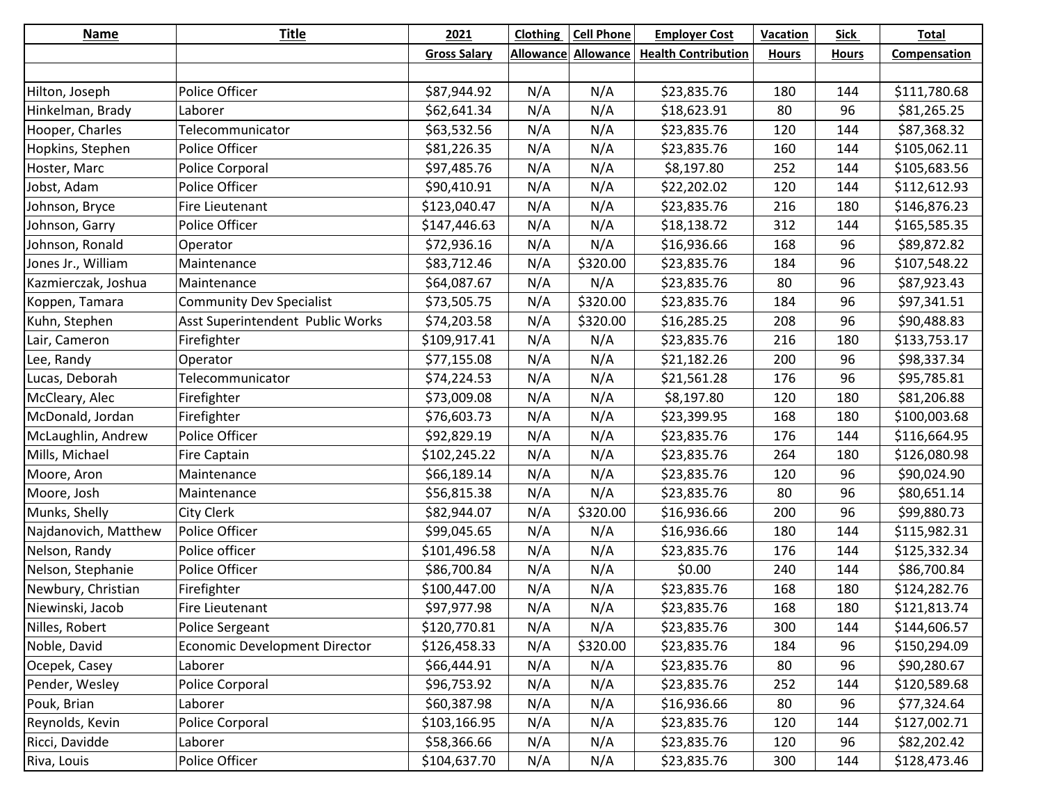| Name | Title | 2021 | Clothing | Cell Phone | Employer Cost | Vacation | Sick | Total |
|---|---|---|---|---|---|---|---|---|
| | | Gross Salary | Allowance | Allowance | Health Contribution | Hours | Hours | Compensation |
| | | | | | | | | |
| Hilton, Joseph | Police Officer | $87,944.92 | N/A | N/A | $23,835.76 | 180 | 144 | $111,780.68 |
| Hinkelman, Brady | Laborer | $62,641.34 | N/A | N/A | $18,623.91 | 80 | 96 | $81,265.25 |
| Hooper, Charles | Telecommunicator | $63,532.56 | N/A | N/A | $23,835.76 | 120 | 144 | $87,368.32 |
| Hopkins, Stephen | Police Officer | $81,226.35 | N/A | N/A | $23,835.76 | 160 | 144 | $105,062.11 |
| Hoster, Marc | Police Corporal | $97,485.76 | N/A | N/A | $8,197.80 | 252 | 144 | $105,683.56 |
| Jobst, Adam | Police Officer | $90,410.91 | N/A | N/A | $22,202.02 | 120 | 144 | $112,612.93 |
| Johnson, Bryce | Fire Lieutenant | $123,040.47 | N/A | N/A | $23,835.76 | 216 | 180 | $146,876.23 |
| Johnson, Garry | Police Officer | $147,446.63 | N/A | N/A | $18,138.72 | 312 | 144 | $165,585.35 |
| Johnson, Ronald | Operator | $72,936.16 | N/A | N/A | $16,936.66 | 168 | 96 | $89,872.82 |
| Jones Jr., William | Maintenance | $83,712.46 | N/A | $320.00 | $23,835.76 | 184 | 96 | $107,548.22 |
| Kazmierczak, Joshua | Maintenance | $64,087.67 | N/A | N/A | $23,835.76 | 80 | 96 | $87,923.43 |
| Koppen, Tamara | Community Dev Specialist | $73,505.75 | N/A | $320.00 | $23,835.76 | 184 | 96 | $97,341.51 |
| Kuhn, Stephen | Asst Superintendent Public Works | $74,203.58 | N/A | $320.00 | $16,285.25 | 208 | 96 | $90,488.83 |
| Lair, Cameron | Firefighter | $109,917.41 | N/A | N/A | $23,835.76 | 216 | 180 | $133,753.17 |
| Lee, Randy | Operator | $77,155.08 | N/A | N/A | $21,182.26 | 200 | 96 | $98,337.34 |
| Lucas, Deborah | Telecommunicator | $74,224.53 | N/A | N/A | $21,561.28 | 176 | 96 | $95,785.81 |
| McCleary, Alec | Firefighter | $73,009.08 | N/A | N/A | $8,197.80 | 120 | 180 | $81,206.88 |
| McDonald, Jordan | Firefighter | $76,603.73 | N/A | N/A | $23,399.95 | 168 | 180 | $100,003.68 |
| McLaughlin, Andrew | Police Officer | $92,829.19 | N/A | N/A | $23,835.76 | 176 | 144 | $116,664.95 |
| Mills, Michael | Fire Captain | $102,245.22 | N/A | N/A | $23,835.76 | 264 | 180 | $126,080.98 |
| Moore, Aron | Maintenance | $66,189.14 | N/A | N/A | $23,835.76 | 120 | 96 | $90,024.90 |
| Moore, Josh | Maintenance | $56,815.38 | N/A | N/A | $23,835.76 | 80 | 96 | $80,651.14 |
| Munks, Shelly | City Clerk | $82,944.07 | N/A | $320.00 | $16,936.66 | 200 | 96 | $99,880.73 |
| Najdanovich, Matthew | Police Officer | $99,045.65 | N/A | N/A | $16,936.66 | 180 | 144 | $115,982.31 |
| Nelson, Randy | Police officer | $101,496.58 | N/A | N/A | $23,835.76 | 176 | 144 | $125,332.34 |
| Nelson, Stephanie | Police Officer | $86,700.84 | N/A | N/A | $0.00 | 240 | 144 | $86,700.84 |
| Newbury, Christian | Firefighter | $100,447.00 | N/A | N/A | $23,835.76 | 168 | 180 | $124,282.76 |
| Niewinski, Jacob | Fire Lieutenant | $97,977.98 | N/A | N/A | $23,835.76 | 168 | 180 | $121,813.74 |
| Nilles, Robert | Police Sergeant | $120,770.81 | N/A | N/A | $23,835.76 | 300 | 144 | $144,606.57 |
| Noble, David | Economic Development Director | $126,458.33 | N/A | $320.00 | $23,835.76 | 184 | 96 | $150,294.09 |
| Ocepek, Casey | Laborer | $66,444.91 | N/A | N/A | $23,835.76 | 80 | 96 | $90,280.67 |
| Pender, Wesley | Police Corporal | $96,753.92 | N/A | N/A | $23,835.76 | 252 | 144 | $120,589.68 |
| Pouk, Brian | Laborer | $60,387.98 | N/A | N/A | $16,936.66 | 80 | 96 | $77,324.64 |
| Reynolds, Kevin | Police Corporal | $103,166.95 | N/A | N/A | $23,835.76 | 120 | 144 | $127,002.71 |
| Ricci, Davidde | Laborer | $58,366.66 | N/A | N/A | $23,835.76 | 120 | 96 | $82,202.42 |
| Riva, Louis | Police Officer | $104,637.70 | N/A | N/A | $23,835.76 | 300 | 144 | $128,473.46 |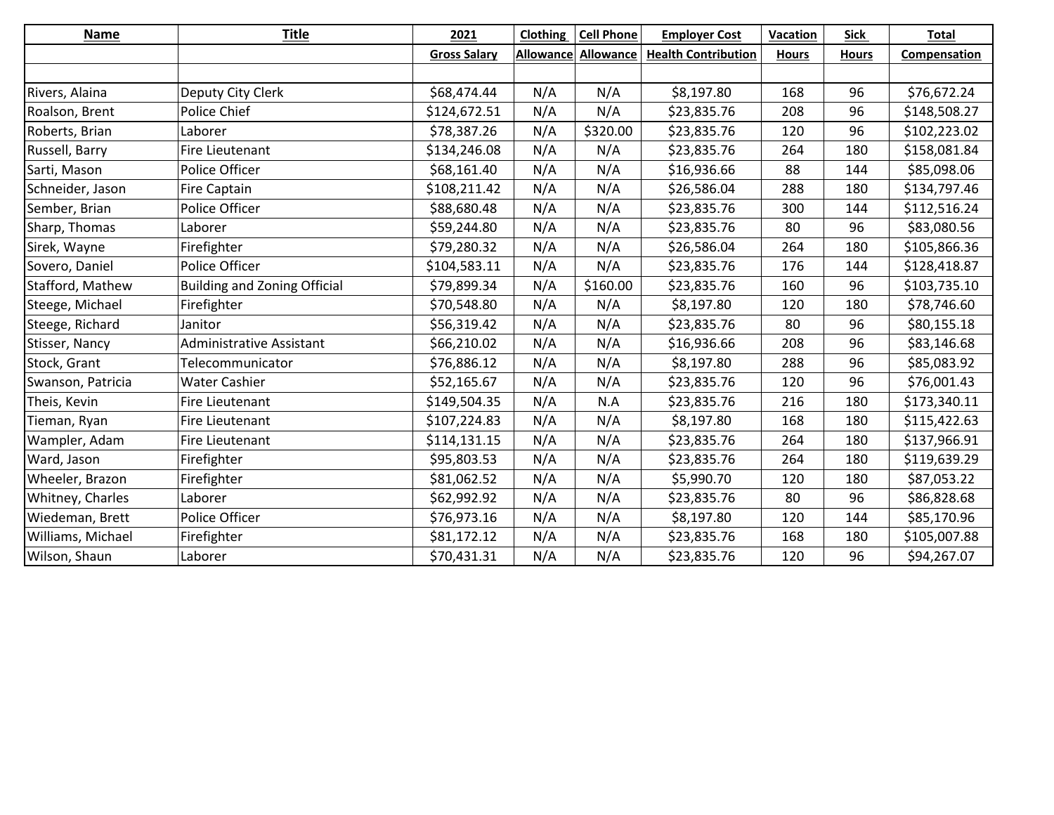| **Name** | **Title** | **2021 Gross Salary** | **Clothing Allowance** | **Cell Phone Allowance** | **Employer Cost Health Contribution** | **Vacation Hours** | **Sick Hours** | **Total Compensation** |
|---|---|---|---|---|---|---|---|---|
| | | | | | | | | |
| Rivers, Alaina | Deputy City Clerk | $68,474.44 | N/A | N/A | $8,197.80 | 168 | 96 | $76,672.24 |
| Roalson, Brent | Police Chief | $124,672.51 | N/A | N/A | $23,835.76 | 208 | 96 | $148,508.27 |
| Roberts, Brian | Laborer | $78,387.26 | N/A | $320.00 | $23,835.76 | 120 | 96 | $102,223.02 |
| Russell, Barry | Fire Lieutenant | $134,246.08 | N/A | N/A | $23,835.76 | 264 | 180 | $158,081.84 |
| Sarti, Mason | Police Officer | $68,161.40 | N/A | N/A | $16,936.66 | 88 | 144 | $85,098.06 |
| Schneider, Jason | Fire Captain | $108,211.42 | N/A | N/A | $26,586.04 | 288 | 180 | $134,797.46 |
| Sember, Brian | Police Officer | $88,680.48 | N/A | N/A | $23,835.76 | 300 | 144 | $112,516.24 |
| Sharp, Thomas | Laborer | $59,244.80 | N/A | N/A | $23,835.76 | 80 | 96 | $83,080.56 |
| Sirek, Wayne | Firefighter | $79,280.32 | N/A | N/A | $26,586.04 | 264 | 180 | $105,866.36 |
| Sovero, Daniel | Police Officer | $104,583.11 | N/A | N/A | $23,835.76 | 176 | 144 | $128,418.87 |
| Stafford, Mathew | Building and Zoning Official | $79,899.34 | N/A | $160.00 | $23,835.76 | 160 | 96 | $103,735.10 |
| Steege, Michael | Firefighter | $70,548.80 | N/A | N/A | $8,197.80 | 120 | 180 | $78,746.60 |
| Steege, Richard | Janitor | $56,319.42 | N/A | N/A | $23,835.76 | 80 | 96 | $80,155.18 |
| Stisser, Nancy | Administrative Assistant | $66,210.02 | N/A | N/A | $16,936.66 | 208 | 96 | $83,146.68 |
| Stock, Grant | Telecommunicator | $76,886.12 | N/A | N/A | $8,197.80 | 288 | 96 | $85,083.92 |
| Swanson, Patricia | Water Cashier | $52,165.67 | N/A | N/A | $23,835.76 | 120 | 96 | $76,001.43 |
| Theis, Kevin | Fire Lieutenant | $149,504.35 | N/A | N.A | $23,835.76 | 216 | 180 | $173,340.11 |
| Tieman, Ryan | Fire Lieutenant | $107,224.83 | N/A | N/A | $8,197.80 | 168 | 180 | $115,422.63 |
| Wampler, Adam | Fire Lieutenant | $114,131.15 | N/A | N/A | $23,835.76 | 264 | 180 | $137,966.91 |
| Ward, Jason | Firefighter | $95,803.53 | N/A | N/A | $23,835.76 | 264 | 180 | $119,639.29 |
| Wheeler, Brazon | Firefighter | $81,062.52 | N/A | N/A | $5,990.70 | 120 | 180 | $87,053.22 |
| Whitney, Charles | Laborer | $62,992.92 | N/A | N/A | $23,835.76 | 80 | 96 | $86,828.68 |
| Wiedeman, Brett | Police Officer | $76,973.16 | N/A | N/A | $8,197.80 | 120 | 144 | $85,170.96 |
| Williams, Michael | Firefighter | $81,172.12 | N/A | N/A | $23,835.76 | 168 | 180 | $105,007.88 |
| Wilson, Shaun | Laborer | $70,431.31 | N/A | N/A | $23,835.76 | 120 | 96 | $94,267.07 |